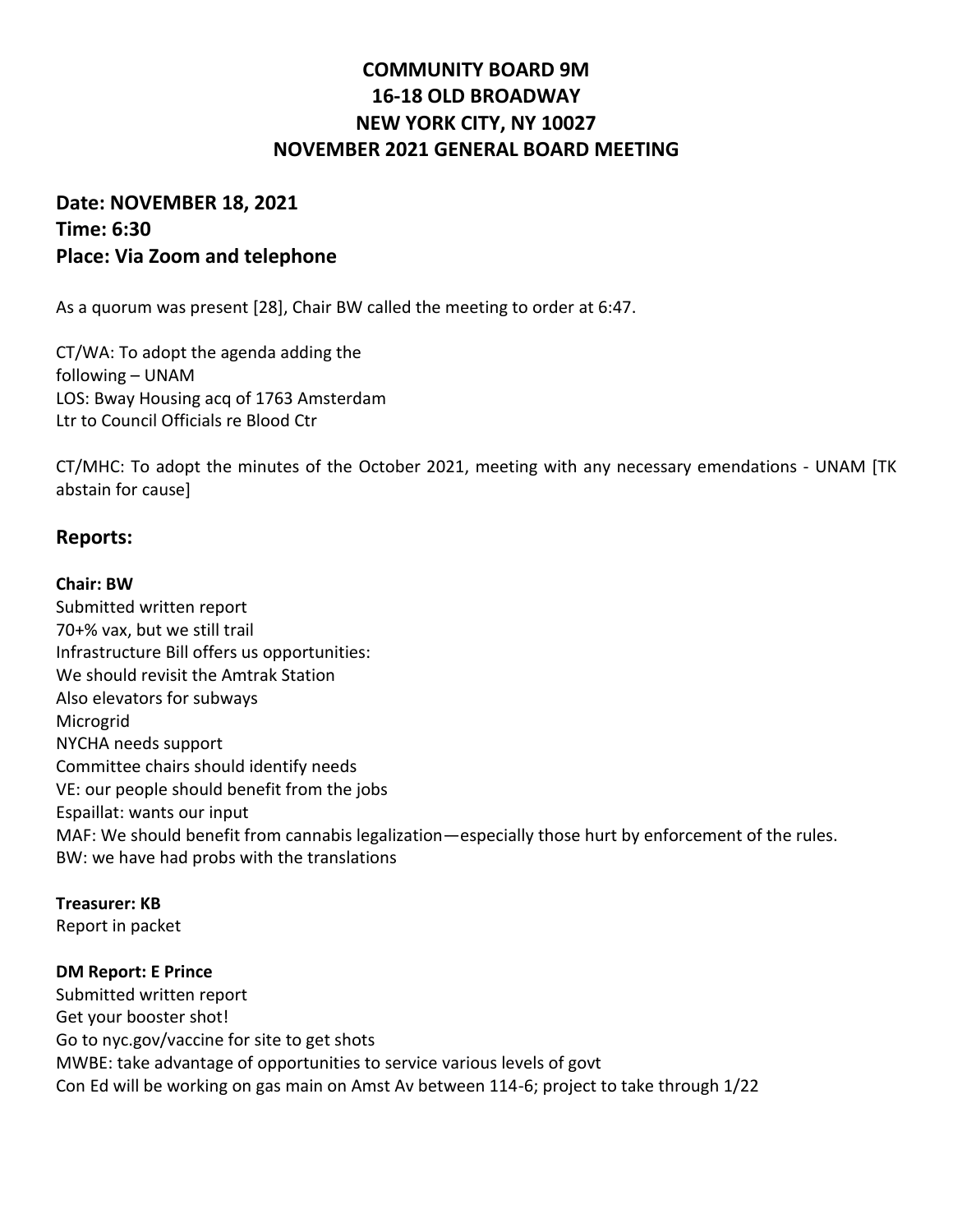# COMMUNITY BOARD 9M
# 16-18 OLD BROADWAY
# NEW YORK CITY, NY 10027
# NOVEMBER 2021 GENERAL BOARD MEETING

## Date: NOVEMBER 18, 2021
## Time: 6:30
## Place: Via Zoom and telephone

As a quorum was present [28], Chair BW called the meeting to order at 6:47.

CT/WA: To adopt the agenda adding the
following – UNAM
LOS: Bway Housing acq of 1763 Amsterdam
Ltr to Council Officials re Blood Ctr

CT/MHC: To adopt the minutes of the October 2021, meeting with any necessary emendations - UNAM [TK abstain for cause]

## Reports:

**Chair: BW**
Submitted written report
70+% vax, but we still trail
Infrastructure Bill offers us opportunities:
We should revisit the Amtrak Station
Also elevators for subways
Microgrid
NYCHA needs support
Committee chairs should identify needs
VE: our people should benefit from the jobs
Espaillat: wants our input
MAF: We should benefit from cannabis legalization—especially those hurt by enforcement of the rules.
BW: we have had probs with the translations

**Treasurer: KB**
Report in packet

**DM Report: E Prince**
Submitted written report
Get your booster shot!
Go to nyc.gov/vaccine for site to get shots
MWBE: take advantage of opportunities to service various levels of govt
Con Ed will be working on gas main on Amst Av between 114-6; project to take through 1/22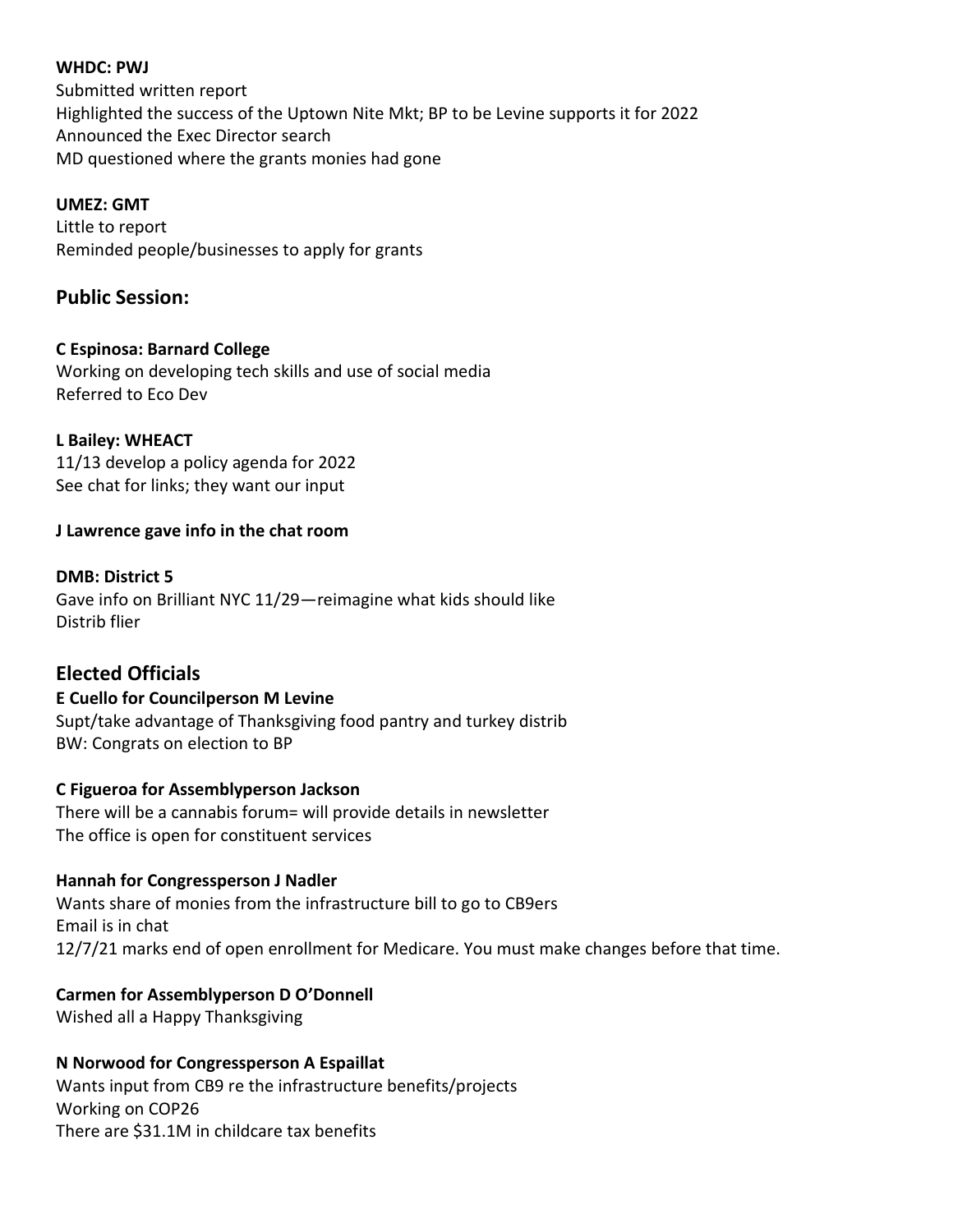**WHDC: PWJ**
Submitted written report
Highlighted the success of the Uptown Nite Mkt; BP to be Levine supports it for 2022
Announced the Exec Director search
MD questioned where the grants monies had gone

**UMEZ: GMT**
Little to report
Reminded people/businesses to apply for grants

## Public Session:

**C Espinosa: Barnard College**
Working on developing tech skills and use of social media
Referred to Eco Dev

**L Bailey: WHEACT**
11/13 develop a policy agenda for 2022
See chat for links; they want our input

**J Lawrence gave info in the chat room**

**DMB: District 5**
Gave info on Brilliant NYC 11/29—reimagine what kids should like
Distrib flier

## Elected Officials

**E Cuello for Councilperson M Levine**
Supt/take advantage of Thanksgiving food pantry and turkey distrib
BW: Congrats on election to BP

**C Figueroa for Assemblyperson Jackson**
There will be a cannabis forum= will provide details in newsletter
The office is open for constituent services

**Hannah for Congressperson J Nadler**
Wants share of monies from the infrastructure bill to go to CB9ers
Email is in chat
12/7/21 marks end of open enrollment for Medicare. You must make changes before that time.

**Carmen for Assemblyperson D O'Donnell**
Wished all a Happy Thanksgiving

**N Norwood for Congressperson A Espaillat**
Wants input from CB9 re the infrastructure benefits/projects
Working on COP26
There are $31.1M in childcare tax benefits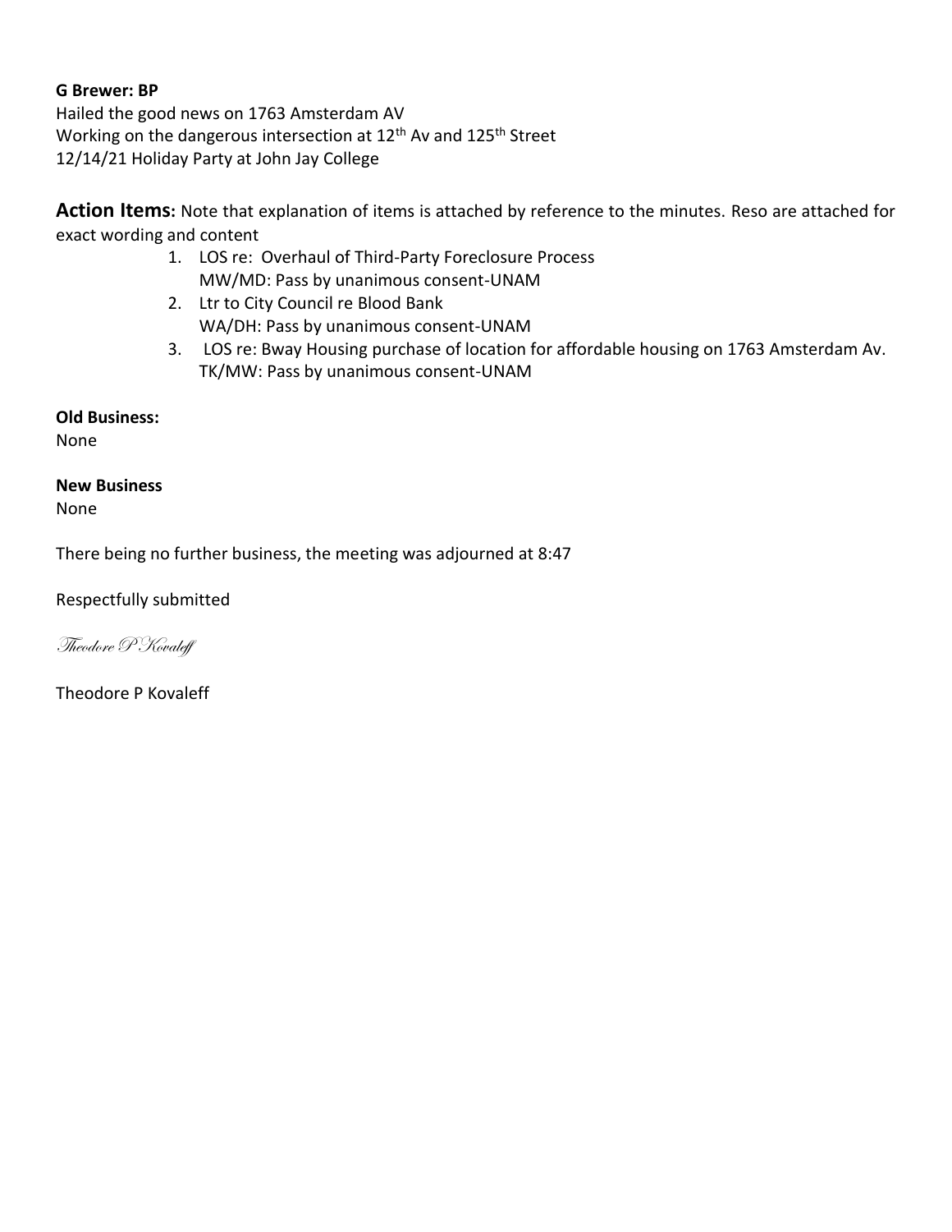**G Brewer: BP**
Hailed the good news on 1763 Amsterdam AV
Working on the dangerous intersection at 12th Av and 125th Street
12/14/21 Holiday Party at John Jay College

**Action Items:** Note that explanation of items is attached by reference to the minutes. Reso are attached for exact wording and content

1. LOS re: Overhaul of Third-Party Foreclosure Process
   MW/MD: Pass by unanimous consent-UNAM
2. Ltr to City Council re Blood Bank
   WA/DH: Pass by unanimous consent-UNAM
3. LOS re: Bway Housing purchase of location for affordable housing on 1763 Amsterdam Av.
   TK/MW: Pass by unanimous consent-UNAM

**Old Business:**
None

**New Business**
None

There being no further business, the meeting was adjourned at 8:47

Respectfully submitted

*Theodore P Kovaleff*

Theodore P Kovaleff